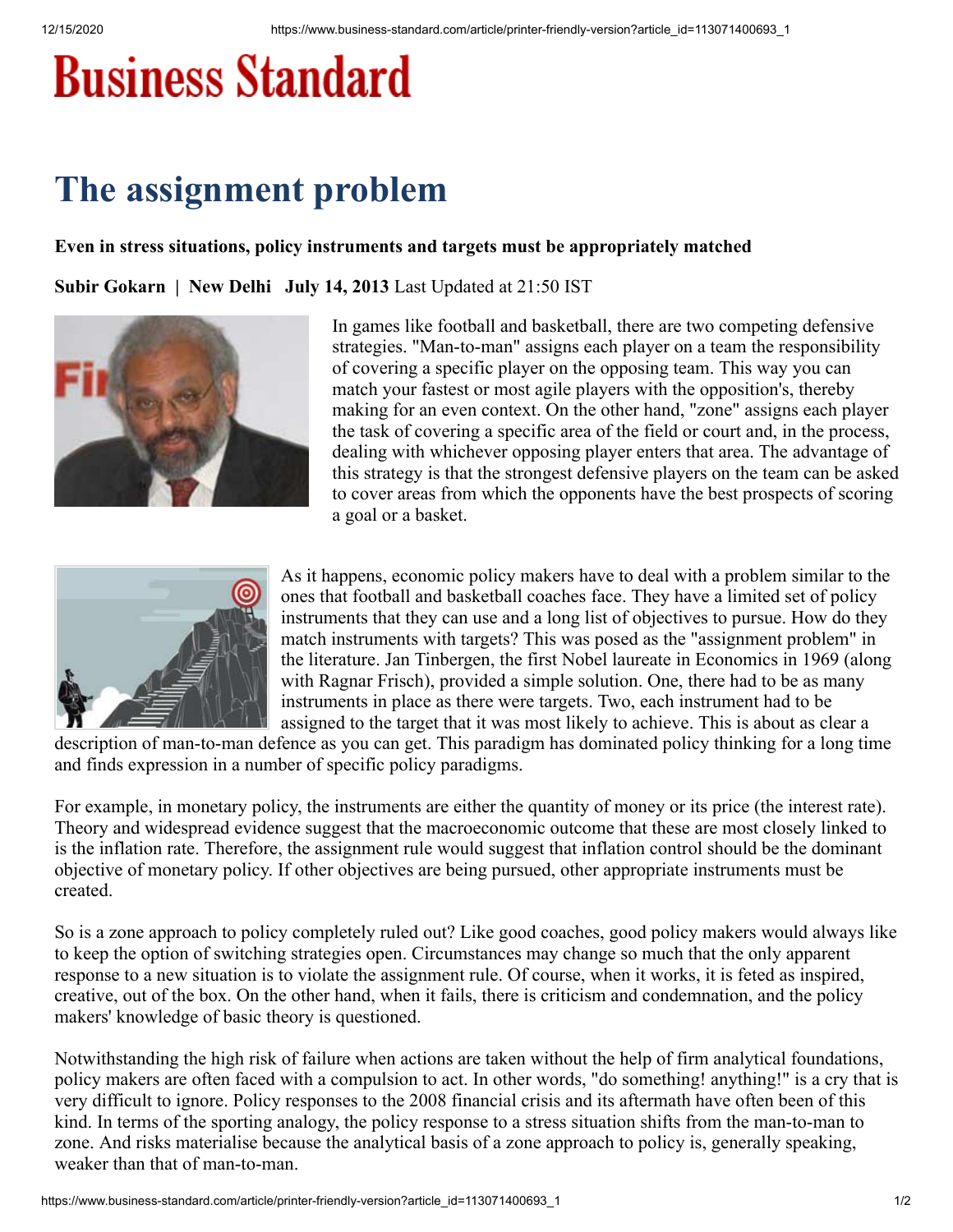# Business Standard

## The assignment problem

**Even in stress situations, policy instruments and targets must be appropriately matched**

**Subir Gokarn | New Delhi July 14, 2013** Last Updated at 21:50 IST

In games like football and basketball, there are two competing defensive strategies. "Man-to-man" assigns each player on a team the responsibility of covering a specific player on the opposing team. This way you can match your fastest or most agile players with the opposition's, thereby making for an even context. On the other hand, "zone" assigns each player the task of covering a specific area of the field or court and, in the process, dealing with whichever opposing player enters that area. The advantage of this strategy is that the strongest defensive players on the team can be asked to cover areas from which the opponents have the best prospects of scoring a goal or a basket.

As it happens, economic policy makers have to deal with a problem similar to the ones that football and basketball coaches face. They have a limited set of policy instruments that they can use and a long list of objectives to pursue. How do they match instruments with targets? This was posed as the "assignment problem" in the literature. Jan Tinbergen, the first Nobel laureate in Economics in 1969 (along with Ragnar Frisch), provided a simple solution. One, there had to be as many instruments in place as there were targets. Two, each instrument had to be assigned to the target that it was most likely to achieve. This is about as clear a description of man-to-man defence as you can get. This paradigm has dominated policy thinking for a long time and finds expression in a number of specific policy paradigms.

For example, in monetary policy, the instruments are either the quantity of money or its price (the interest rate). Theory and widespread evidence suggest that the macroeconomic outcome that these are most closely linked to is the inflation rate. Therefore, the assignment rule would suggest that inflation control should be the dominant objective of monetary policy. If other objectives are being pursued, other appropriate instruments must be created.

So is a zone approach to policy completely ruled out? Like good coaches, good policy makers would always like to keep the option of switching strategies open. Circumstances may change so much that the only apparent response to a new situation is to violate the assignment rule. Of course, when it works, it is feted as inspired, creative, out of the box. On the other hand, when it fails, there is criticism and condemnation, and the policy makers' knowledge of basic theory is questioned.

Notwithstanding the high risk of failure when actions are taken without the help of firm analytical foundations, policy makers are often faced with a compulsion to act. In other words, "do something! anything!" is a cry that is very difficult to ignore. Policy responses to the 2008 financial crisis and its aftermath have often been of this kind. In terms of the sporting analogy, the policy response to a stress situation shifts from the man-to-man to zone. And risks materialise because the analytical basis of a zone approach to policy is, generally speaking, weaker than that of man-to-man.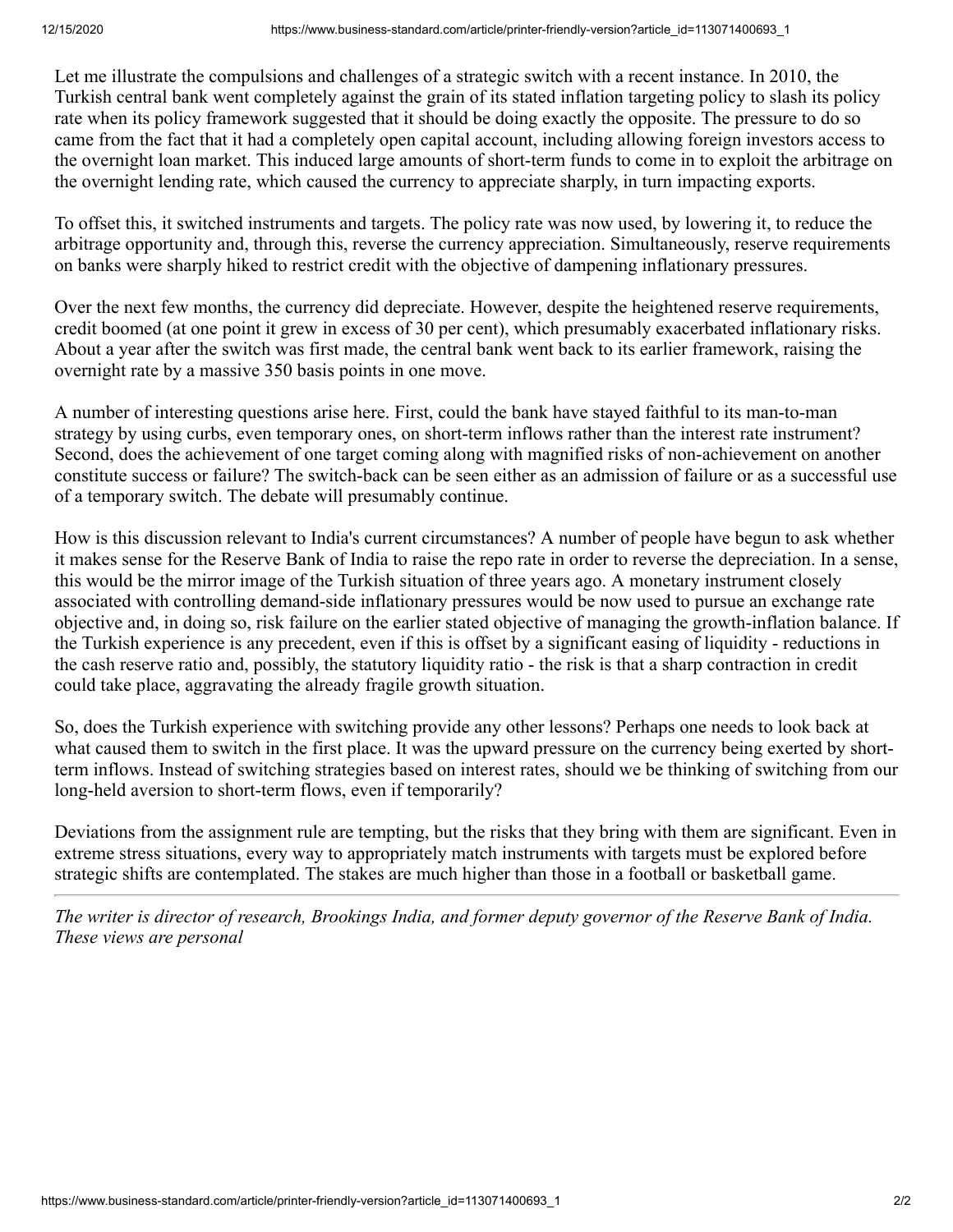Let me illustrate the compulsions and challenges of a strategic switch with a recent instance. In 2010, the Turkish central bank went completely against the grain of its stated inflation targeting policy to slash its policy rate when its policy framework suggested that it should be doing exactly the opposite. The pressure to do so came from the fact that it had a completely open capital account, including allowing foreign investors access to the overnight loan market. This induced large amounts of short-term funds to come in to exploit the arbitrage on the overnight lending rate, which caused the currency to appreciate sharply, in turn impacting exports.

To offset this, it switched instruments and targets. The policy rate was now used, by lowering it, to reduce the arbitrage opportunity and, through this, reverse the currency appreciation. Simultaneously, reserve requirements on banks were sharply hiked to restrict credit with the objective of dampening inflationary pressures.

Over the next few months, the currency did depreciate. However, despite the heightened reserve requirements, credit boomed (at one point it grew in excess of 30 per cent), which presumably exacerbated inflationary risks. About a year after the switch was first made, the central bank went back to its earlier framework, raising the overnight rate by a massive 350 basis points in one move.

A number of interesting questions arise here. First, could the bank have stayed faithful to its man-to-man strategy by using curbs, even temporary ones, on short-term inflows rather than the interest rate instrument? Second, does the achievement of one target coming along with magnified risks of non-achievement on another constitute success or failure? The switch-back can be seen either as an admission of failure or as a successful use of a temporary switch. The debate will presumably continue.

How is this discussion relevant to India's current circumstances? A number of people have begun to ask whether it makes sense for the Reserve Bank of India to raise the repo rate in order to reverse the depreciation. In a sense, this would be the mirror image of the Turkish situation of three years ago. A monetary instrument closely associated with controlling demand-side inflationary pressures would be now used to pursue an exchange rate objective and, in doing so, risk failure on the earlier stated objective of managing the growth-inflation balance. If the Turkish experience is any precedent, even if this is offset by a significant easing of liquidity - reductions in the cash reserve ratio and, possibly, the statutory liquidity ratio - the risk is that a sharp contraction in credit could take place, aggravating the already fragile growth situation.

So, does the Turkish experience with switching provide any other lessons? Perhaps one needs to look back at what caused them to switch in the first place. It was the upward pressure on the currency being exerted by short-term inflows. Instead of switching strategies based on interest rates, should we be thinking of switching from our long-held aversion to short-term flows, even if temporarily?

Deviations from the assignment rule are tempting, but the risks that they bring with them are significant. Even in extreme stress situations, every way to appropriately match instruments with targets must be explored before strategic shifts are contemplated. The stakes are much higher than those in a football or basketball game.

---

*The writer is director of research, Brookings India, and former deputy governor of the Reserve Bank of India. These views are personal*